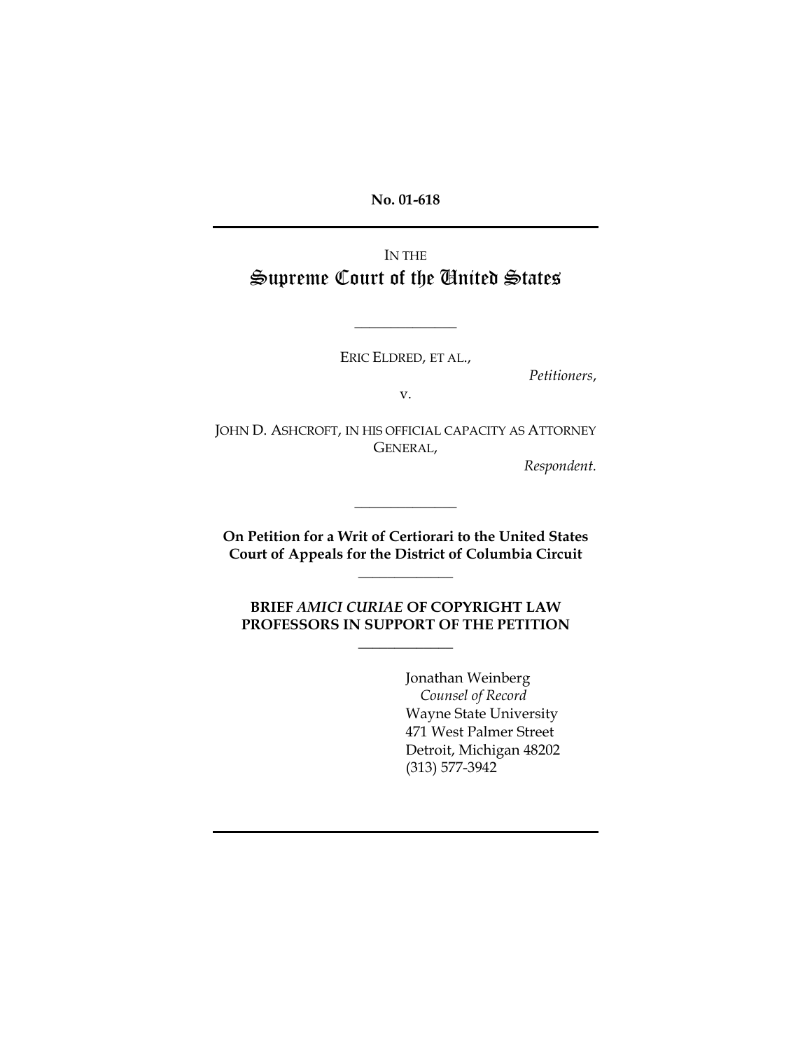**No. 01-618**

---

IN THE

# Supreme Court of the United States

---

ERIC ELDRED, ET AL.,

*Petitioners*,

v.

JOHN D. ASHCROFT, IN HIS OFFICIAL CAPACITY AS ATTORNEY GENERAL,

*Respondent.*

---

**On Petition for a Writ of Certiorari to the United States Court of Appeals for the District of Columbia Circuit**

---

**BRIEF *AMICI CURIAE* OF COPYRIGHT LAW PROFESSORS IN SUPPORT OF THE PETITION**

---

Jonathan Weinberg
*Counsel of Record*
Wayne State University
471 West Palmer Street
Detroit, Michigan 48202
(313) 577-3942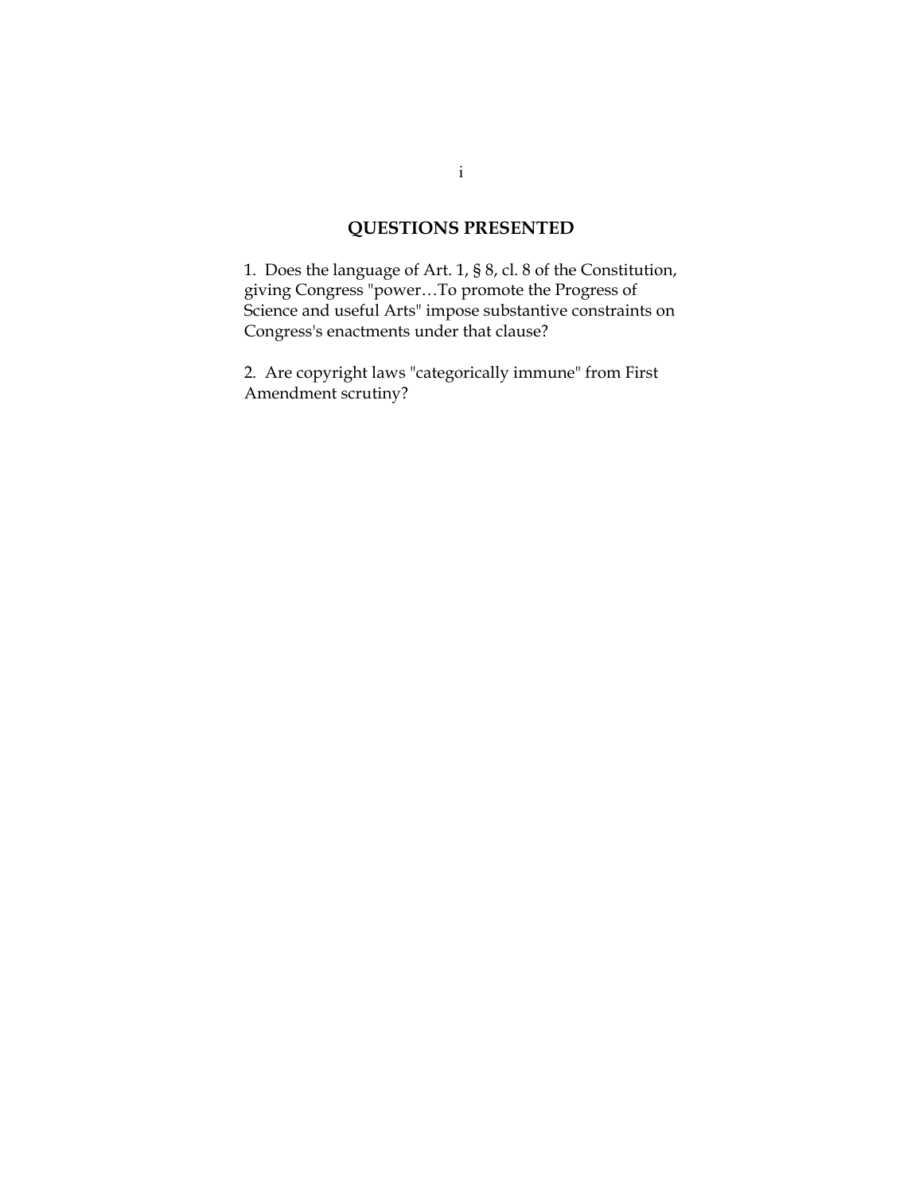## QUESTIONS PRESENTED

1. Does the language of Art. 1, § 8, cl. 8 of the Constitution, giving Congress "power…To promote the Progress of Science and useful Arts" impose substantive constraints on Congress's enactments under that clause?

2. Are copyright laws "categorically immune" from First Amendment scrutiny?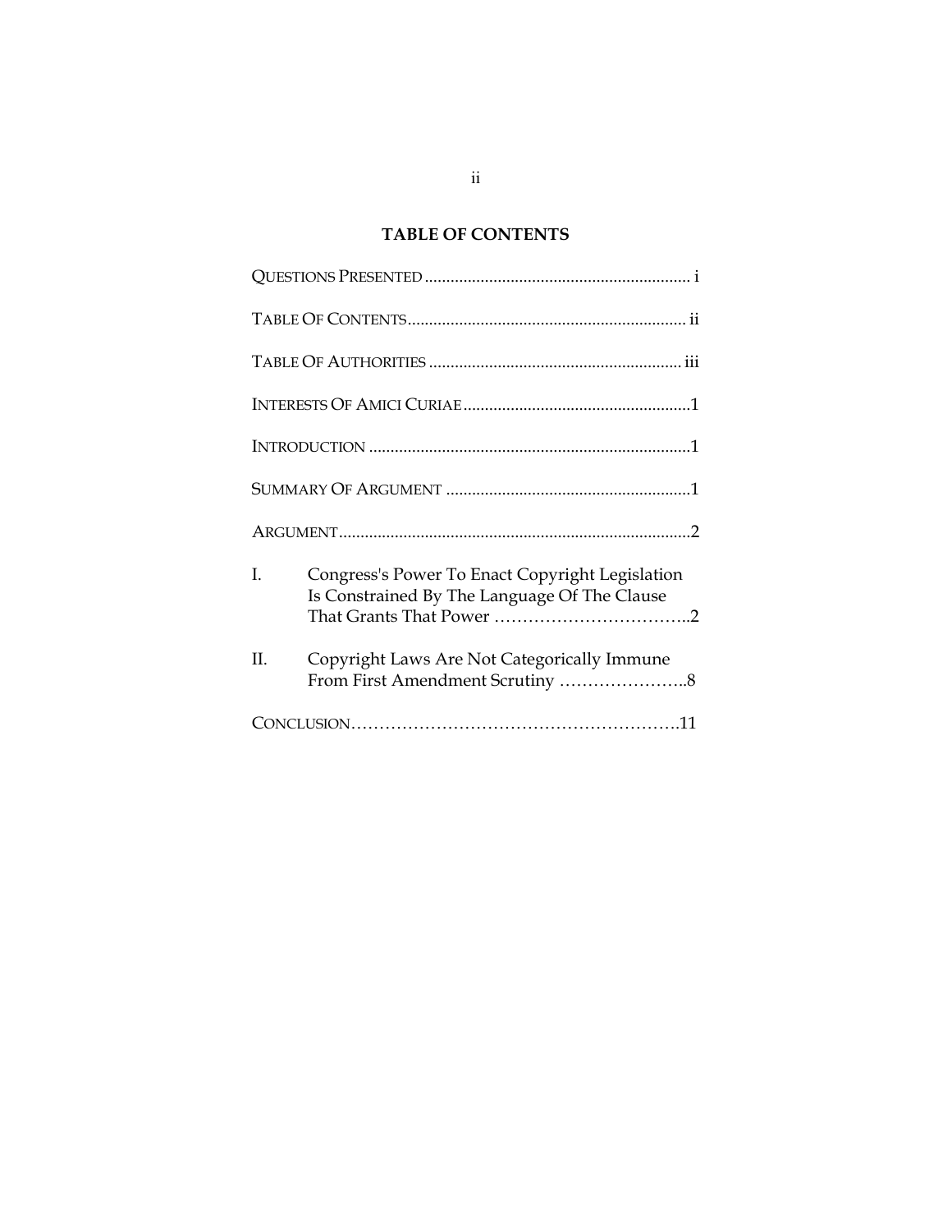## TABLE OF CONTENTS

QUESTIONS PRESENTED ............................................................... i

TABLE OF CONTENTS.................................................................. ii

TABLE OF AUTHORITIES ............................................................ iii

INTERESTS OF AMICI CURIAE .....................................................1

INTRODUCTION ...........................................................................1

SUMMARY OF ARGUMENT .........................................................1

ARGUMENT..................................................................................2

I. Congress's Power To Enact Copyright Legislation Is Constrained By The Language Of The Clause That Grants That Power ……………………………..2

II. Copyright Laws Are Not Categorically Immune From First Amendment Scrutiny …………………..8

CONCLUSION………………………………………………….11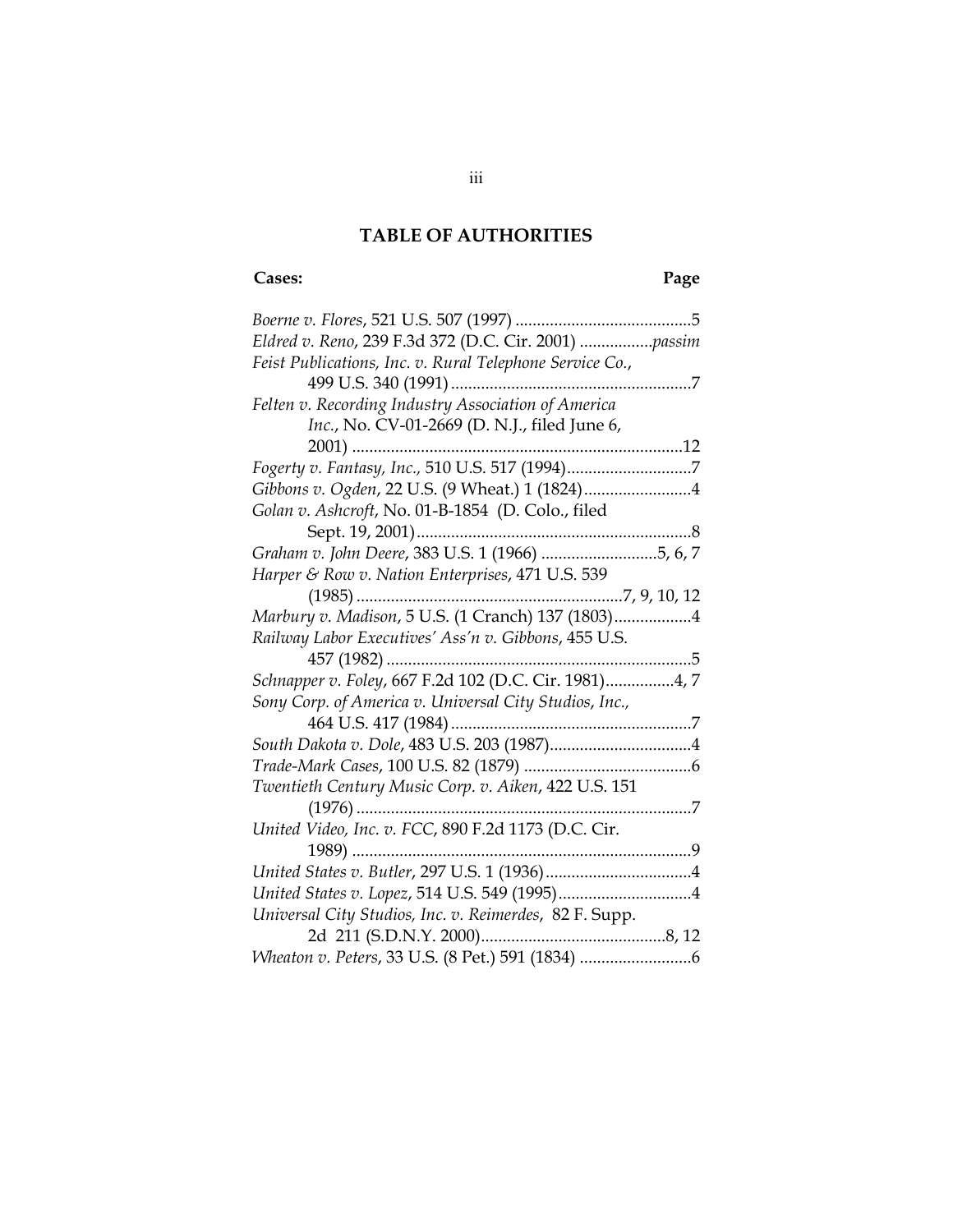## TABLE OF AUTHORITIES

| Cases: | Page |
|---|---|
| *Boerne v. Flores*, 521 U.S. 507 (1997) | 5 |
| *Eldred v. Reno*, 239 F.3d 372 (D.C. Cir. 2001) | *passim* |
| *Feist Publications, Inc. v. Rural Telephone Service Co.*, 499 U.S. 340 (1991) | 7 |
| *Felten v. Recording Industry Association of America Inc.*, No. CV-01-2669 (D. N.J., filed June 6, 2001) | 12 |
| *Fogerty v. Fantasy, Inc.,* 510 U.S. 517 (1994) | 7 |
| *Gibbons v. Ogden*, 22 U.S. (9 Wheat.) 1 (1824) | 4 |
| *Golan v. Ashcroft*, No. 01-B-1854 (D. Colo., filed Sept. 19, 2001) | 8 |
| *Graham v. John Deere*, 383 U.S. 1 (1966) | 5, 6, 7 |
| *Harper & Row v. Nation Enterprises*, 471 U.S. 539 (1985) | 7, 9, 10, 12 |
| *Marbury v. Madison*, 5 U.S. (1 Cranch) 137 (1803) | 4 |
| *Railway Labor Executives' Ass'n v. Gibbons*, 455 U.S. 457 (1982) | 5 |
| *Schnapper v. Foley*, 667 F.2d 102 (D.C. Cir. 1981) | 4, 7 |
| *Sony Corp. of America v. Universal City Studios, Inc.,* 464 U.S. 417 (1984) | 7 |
| *South Dakota v. Dole*, 483 U.S. 203 (1987) | 4 |
| *Trade-Mark Cases*, 100 U.S. 82 (1879) | 6 |
| *Twentieth Century Music Corp. v. Aiken*, 422 U.S. 151 (1976) | 7 |
| *United Video, Inc. v. FCC*, 890 F.2d 1173 (D.C. Cir. 1989) | 9 |
| *United States v. Butler*, 297 U.S. 1 (1936) | 4 |
| *United States v. Lopez*, 514 U.S. 549 (1995) | 4 |
| *Universal City Studios, Inc. v. Reimerdes*, 82 F. Supp. 2d 211 (S.D.N.Y. 2000) | 8, 12 |
| *Wheaton v. Peters*, 33 U.S. (8 Pet.) 591 (1834) | 6 |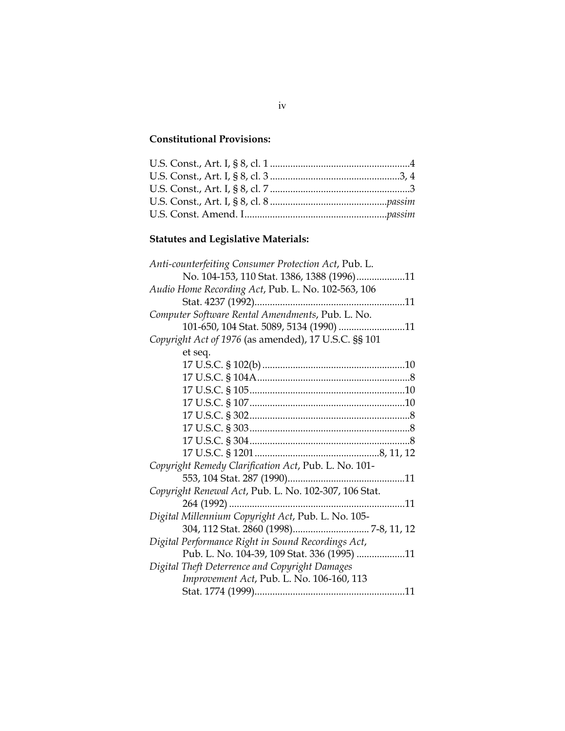**Constitutional Provisions:**

U.S. Const., Art. I, § 8, cl. 1 .......................................................4
U.S. Const., Art. I, § 8, cl. 3 ...................................................3, 4
U.S. Const., Art. I, § 8, cl. 7 .......................................................3
U.S. Const., Art. I, § 8, cl. 8 .............................................*passim*
U.S. Const. Amend. I........................................................*passim*

**Statutes and Legislative Materials:**

*Anti-counterfeiting Consumer Protection Act*, Pub. L. No. 104-153, 110 Stat. 1386, 1388 (1996)...................11
*Audio Home Recording Act*, Pub. L. No. 102-563, 106 Stat. 4237 (1992)...........................................................11
*Computer Software Rental Amendments*, Pub. L. No. 101-650, 104 Stat. 5089, 5134 (1990) ..........................11
*Copyright Act of 1976* (as amended), 17 U.S.C. §§ 101 et seq.

- 17 U.S.C. § 102(b) ........................................................10
- 17 U.S.C. § 104A............................................................8
- 17 U.S.C. § 105.............................................................10
- 17 U.S.C. § 107.............................................................10
- 17 U.S.C. § 302...............................................................8
- 17 U.S.C. § 303...............................................................8
- 17 U.S.C. § 304...............................................................8
- 17 U.S.C. § 1201.................................................8, 11, 12

*Copyright Remedy Clarification Act*, Pub. L. No. 101-553, 104 Stat. 287 (1990)..............................................11
*Copyright Renewal Act*, Pub. L. No. 102-307, 106 Stat. 264 (1992) .....................................................................11
*Digital Millennium Copyright Act*, Pub. L. No. 105-304, 112 Stat. 2860 (1998).............................. 7-8, 11, 12
*Digital Performance Right in Sound Recordings Act*, Pub. L. No. 104-39, 109 Stat. 336 (1995) ...................11
*Digital Theft Deterrence and Copyright Damages Improvement Act*, Pub. L. No. 106-160, 113 Stat. 1774 (1999)...........................................................11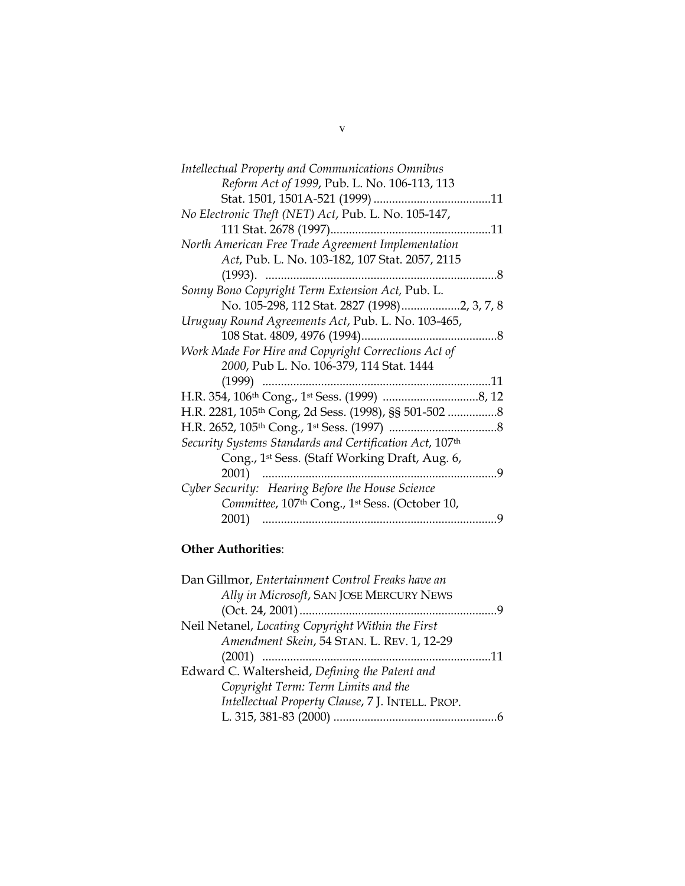*Intellectual Property and Communications Omnibus Reform Act of 1999*, Pub. L. No. 106-113, 113 Stat. 1501, 1501A-521 (1999) ......................................11

*No Electronic Theft (NET) Act*, Pub. L. No. 105-147, 111 Stat. 2678 (1997)....................................................11

*North American Free Trade Agreement Implementation Act*, Pub. L. No. 103-182, 107 Stat. 2057, 2115 (1993). ..........................................................................8

*Sonny Bono Copyright Term Extension Act,* Pub. L. No. 105-298, 112 Stat. 2827 (1998)...................2, 3, 7, 8

*Uruguay Round Agreements Act*, Pub. L. No. 103-465, 108 Stat. 4809, 4976 (1994)............................................8

*Work Made For Hire and Copyright Corrections Act of 2000*, Pub L. No. 106-379, 114 Stat. 1444 (1999) ..........................................................................11

H.R. 354, 106th Cong., 1st Sess. (1999) ...............................8, 12

H.R. 2281, 105th Cong, 2d Sess. (1998), §§ 501-502 ................8

H.R. 2652, 105th Cong., 1st Sess. (1997) ...................................8

*Security Systems Standards and Certification Act*, 107th Cong., 1st Sess. (Staff Working Draft, Aug. 6, 2001) ............................................................................9

*Cyber Security: Hearing Before the House Science Committee*, 107th Cong., 1st Sess. (October 10, 2001) ............................................................................9

**Other Authorities**:

Dan Gillmor, *Entertainment Control Freaks have an Ally in Microsoft*, SAN JOSE MERCURY NEWS (Oct. 24, 2001)................................................................9

Neil Netanel, *Locating Copyright Within the First Amendment Skein*, 54 STAN. L. REV. 1, 12-29 (2001) ..........................................................................11

Edward C. Waltersheid, *Defining the Patent and Copyright Term: Term Limits and the Intellectual Property Clause*, 7 J. INTELL. PROP. L. 315, 381-83 (2000) .....................................................6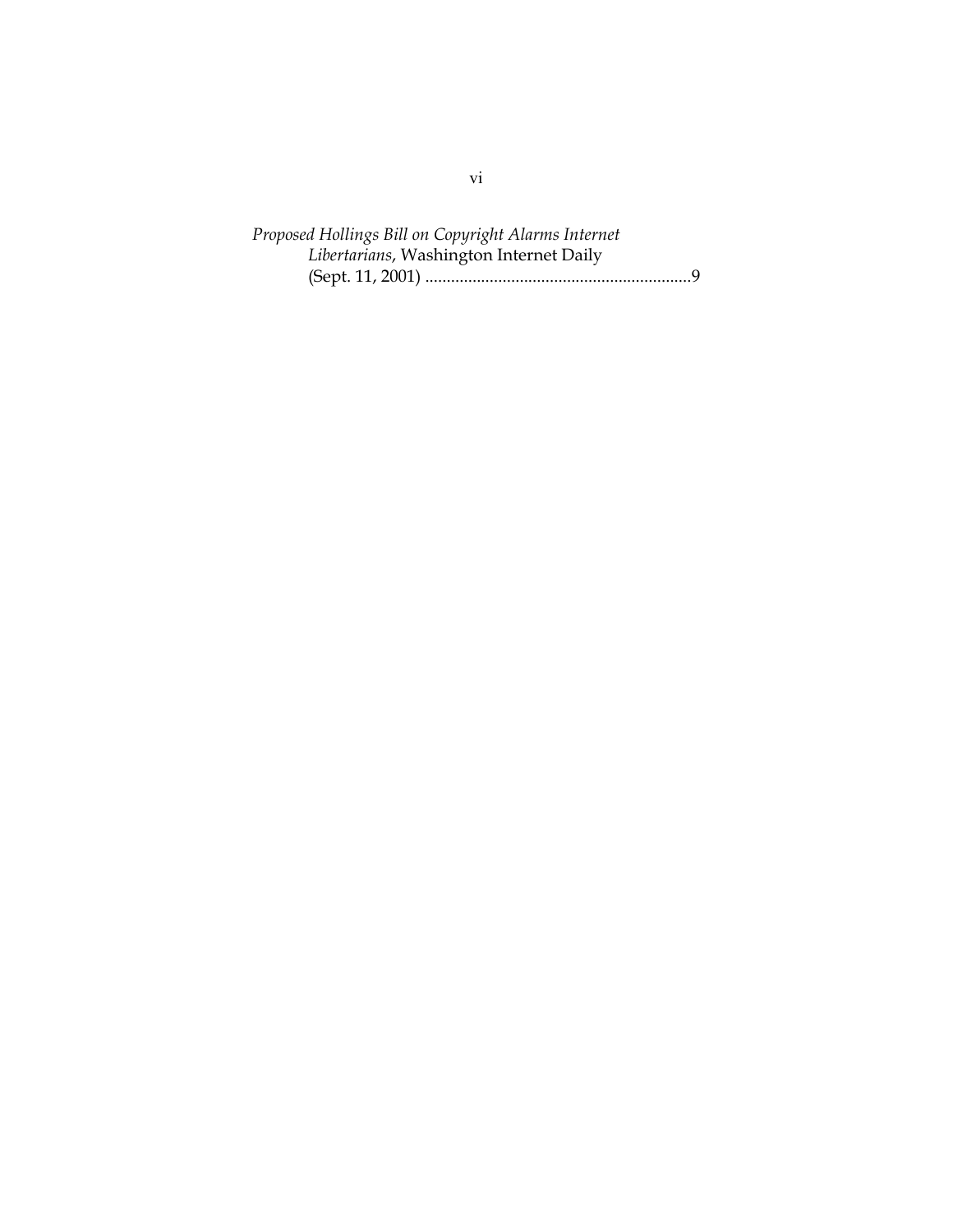*Proposed Hollings Bill on Copyright Alarms Internet Libertarians*, Washington Internet Daily (Sept. 11, 2001) ..............................................................9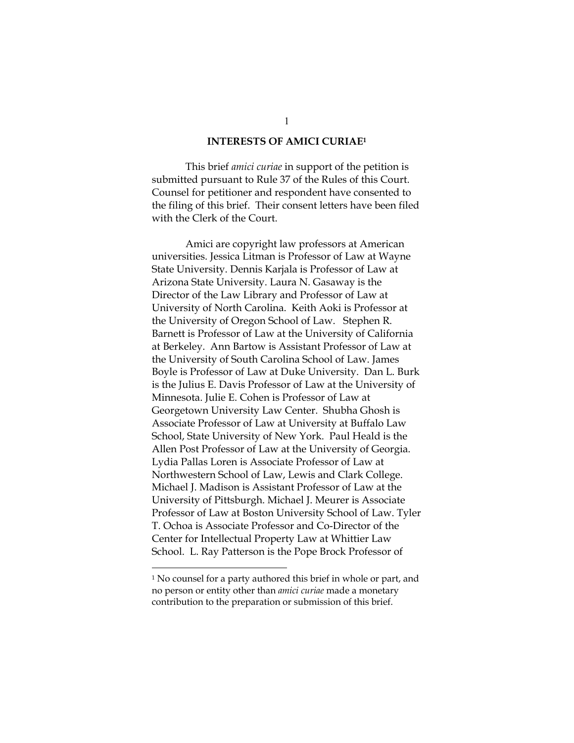## INTERESTS OF AMICI CURIAE[1]

This brief *amici curiae* in support of the petition is submitted pursuant to Rule 37 of the Rules of this Court. Counsel for petitioner and respondent have consented to the filing of this brief. Their consent letters have been filed with the Clerk of the Court.

Amici are copyright law professors at American universities. Jessica Litman is Professor of Law at Wayne State University. Dennis Karjala is Professor of Law at Arizona State University. Laura N. Gasaway is the Director of the Law Library and Professor of Law at University of North Carolina. Keith Aoki is Professor at the University of Oregon School of Law. Stephen R. Barnett is Professor of Law at the University of California at Berkeley. Ann Bartow is Assistant Professor of Law at the University of South Carolina School of Law. James Boyle is Professor of Law at Duke University. Dan L. Burk is the Julius E. Davis Professor of Law at the University of Minnesota. Julie E. Cohen is Professor of Law at Georgetown University Law Center. Shubha Ghosh is Associate Professor of Law at University at Buffalo Law School, State University of New York. Paul Heald is the Allen Post Professor of Law at the University of Georgia. Lydia Pallas Loren is Associate Professor of Law at Northwestern School of Law, Lewis and Clark College. Michael J. Madison is Assistant Professor of Law at the University of Pittsburgh. Michael J. Meurer is Associate Professor of Law at Boston University School of Law. Tyler T. Ochoa is Associate Professor and Co-Director of the Center for Intellectual Property Law at Whittier Law School. L. Ray Patterson is the Pope Brock Professor of

---

[1] No counsel for a party authored this brief in whole or part, and no person or entity other than *amici curiae* made a monetary contribution to the preparation or submission of this brief.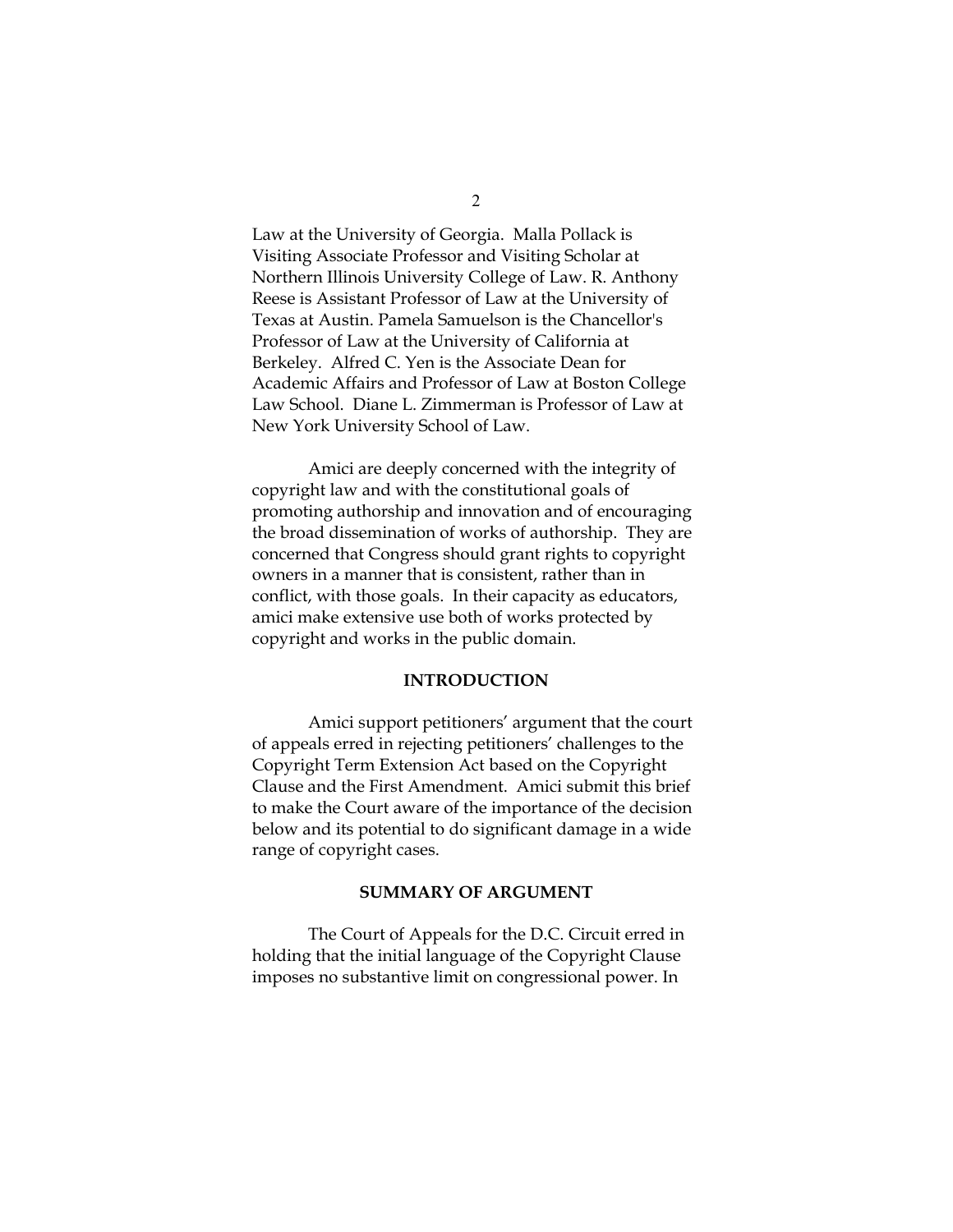Law at the University of Georgia. Malla Pollack is Visiting Associate Professor and Visiting Scholar at Northern Illinois University College of Law. R. Anthony Reese is Assistant Professor of Law at the University of Texas at Austin. Pamela Samuelson is the Chancellor's Professor of Law at the University of California at Berkeley. Alfred C. Yen is the Associate Dean for Academic Affairs and Professor of Law at Boston College Law School. Diane L. Zimmerman is Professor of Law at New York University School of Law.

Amici are deeply concerned with the integrity of copyright law and with the constitutional goals of promoting authorship and innovation and of encouraging the broad dissemination of works of authorship. They are concerned that Congress should grant rights to copyright owners in a manner that is consistent, rather than in conflict, with those goals. In their capacity as educators, amici make extensive use both of works protected by copyright and works in the public domain.

## INTRODUCTION

Amici support petitioners' argument that the court of appeals erred in rejecting petitioners' challenges to the Copyright Term Extension Act based on the Copyright Clause and the First Amendment. Amici submit this brief to make the Court aware of the importance of the decision below and its potential to do significant damage in a wide range of copyright cases.

## SUMMARY OF ARGUMENT

The Court of Appeals for the D.C. Circuit erred in holding that the initial language of the Copyright Clause imposes no substantive limit on congressional power. In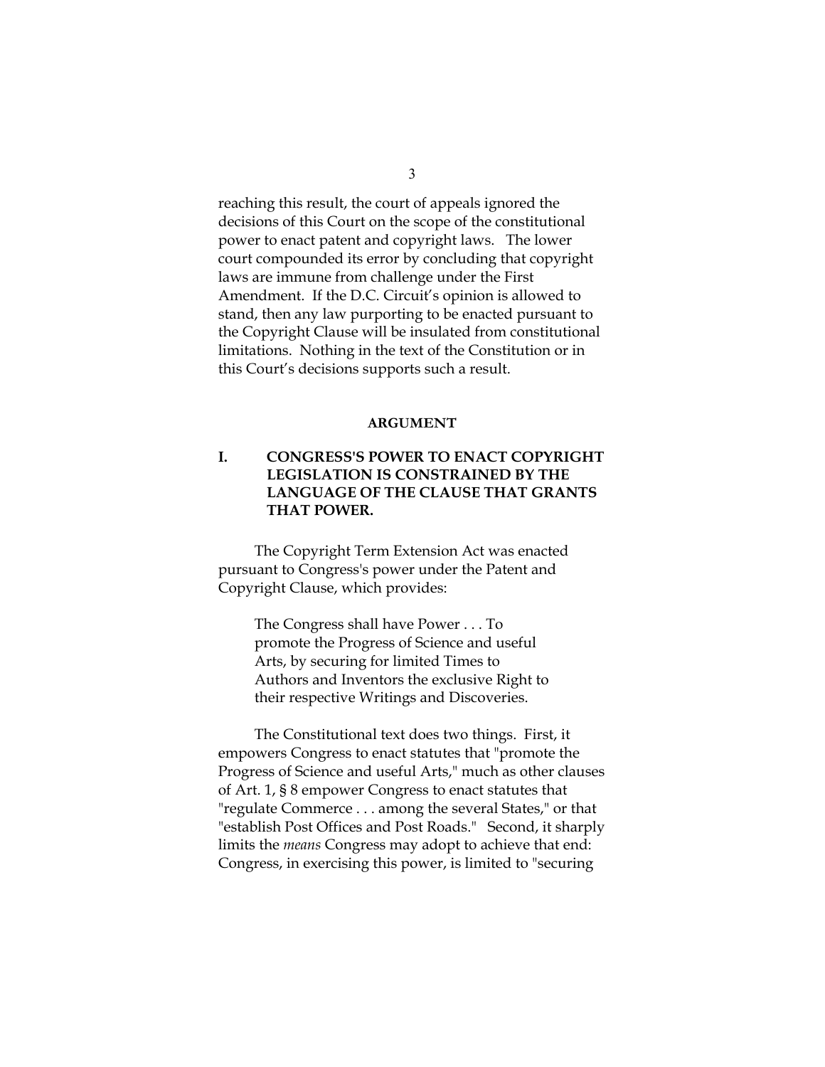reaching this result, the court of appeals ignored the decisions of this Court on the scope of the constitutional power to enact patent and copyright laws. The lower court compounded its error by concluding that copyright laws are immune from challenge under the First Amendment. If the D.C. Circuit's opinion is allowed to stand, then any law purporting to be enacted pursuant to the Copyright Clause will be insulated from constitutional limitations. Nothing in the text of the Constitution or in this Court's decisions supports such a result.

## ARGUMENT

### I. CONGRESS'S POWER TO ENACT COPYRIGHT LEGISLATION IS CONSTRAINED BY THE LANGUAGE OF THE CLAUSE THAT GRANTS THAT POWER.

The Copyright Term Extension Act was enacted pursuant to Congress's power under the Patent and Copyright Clause, which provides:

> The Congress shall have Power . . . To promote the Progress of Science and useful Arts, by securing for limited Times to Authors and Inventors the exclusive Right to their respective Writings and Discoveries.

The Constitutional text does two things. First, it empowers Congress to enact statutes that "promote the Progress of Science and useful Arts," much as other clauses of Art. 1, § 8 empower Congress to enact statutes that "regulate Commerce . . . among the several States," or that "establish Post Offices and Post Roads." Second, it sharply limits the *means* Congress may adopt to achieve that end: Congress, in exercising this power, is limited to "securing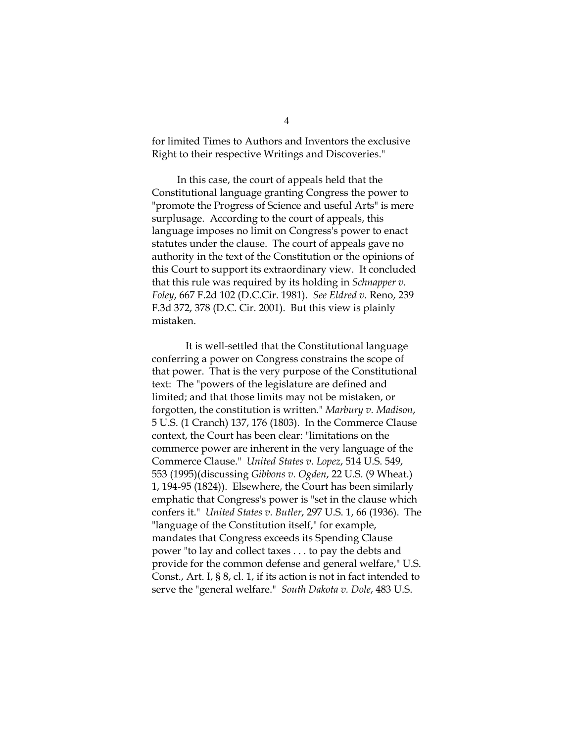for limited Times to Authors and Inventors the exclusive Right to their respective Writings and Discoveries."

In this case, the court of appeals held that the Constitutional language granting Congress the power to "promote the Progress of Science and useful Arts" is mere surplusage. According to the court of appeals, this language imposes no limit on Congress's power to enact statutes under the clause. The court of appeals gave no authority in the text of the Constitution or the opinions of this Court to support its extraordinary view. It concluded that this rule was required by its holding in *Schnapper v. Foley*, 667 F.2d 102 (D.C.Cir. 1981). *See Eldred v.* Reno, 239 F.3d 372, 378 (D.C. Cir. 2001). But this view is plainly mistaken.

It is well-settled that the Constitutional language conferring a power on Congress constrains the scope of that power. That is the very purpose of the Constitutional text: The "powers of the legislature are defined and limited; and that those limits may not be mistaken, or forgotten, the constitution is written." *Marbury v. Madison*, 5 U.S. (1 Cranch) 137, 176 (1803). In the Commerce Clause context, the Court has been clear: "limitations on the commerce power are inherent in the very language of the Commerce Clause." *United States v. Lopez*, 514 U.S. 549, 553 (1995)(discussing *Gibbons v. Ogden*, 22 U.S. (9 Wheat.) 1, 194-95 (1824)). Elsewhere, the Court has been similarly emphatic that Congress's power is "set in the clause which confers it." *United States v. Butler*, 297 U.S. 1, 66 (1936). The "language of the Constitution itself," for example, mandates that Congress exceeds its Spending Clause power "to lay and collect taxes . . . to pay the debts and provide for the common defense and general welfare," U.S. Const., Art. I, § 8, cl. 1, if its action is not in fact intended to serve the "general welfare." *South Dakota v. Dole*, 483 U.S.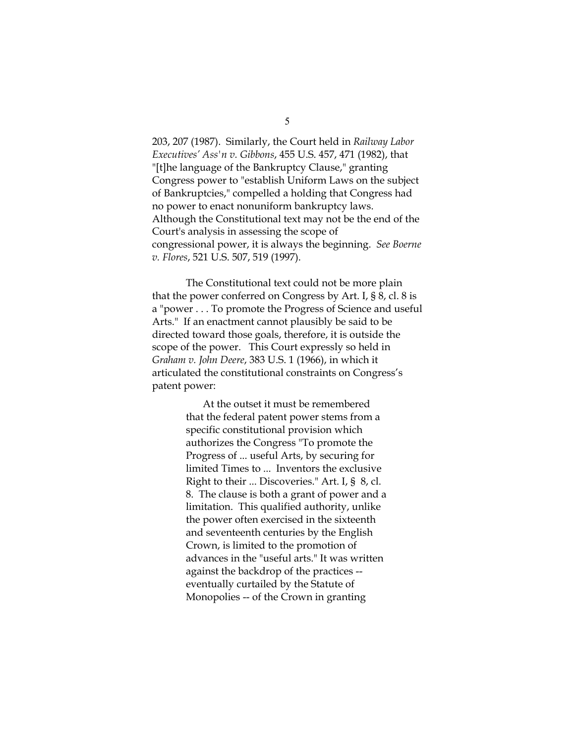203, 207 (1987). Similarly, the Court held in *Railway Labor Executives' Ass'n v. Gibbons*, 455 U.S. 457, 471 (1982), that "[t]he language of the Bankruptcy Clause," granting Congress power to "establish Uniform Laws on the subject of Bankruptcies," compelled a holding that Congress had no power to enact nonuniform bankruptcy laws. Although the Constitutional text may not be the end of the Court's analysis in assessing the scope of congressional power, it is always the beginning. *See Boerne v. Flores*, 521 U.S. 507, 519 (1997).

The Constitutional text could not be more plain that the power conferred on Congress by Art. I, § 8, cl. 8 is a "power . . . To promote the Progress of Science and useful Arts." If an enactment cannot plausibly be said to be directed toward those goals, therefore, it is outside the scope of the power. This Court expressly so held in *Graham v. John Deere*, 383 U.S. 1 (1966), in which it articulated the constitutional constraints on Congress's patent power:

> At the outset it must be remembered that the federal patent power stems from a specific constitutional provision which authorizes the Congress "To promote the Progress of ... useful Arts, by securing for limited Times to ... Inventors the exclusive Right to their ... Discoveries." Art. I, § 8, cl. 8. The clause is both a grant of power and a limitation. This qualified authority, unlike the power often exercised in the sixteenth and seventeenth centuries by the English Crown, is limited to the promotion of advances in the "useful arts." It was written against the backdrop of the practices -- eventually curtailed by the Statute of Monopolies -- of the Crown in granting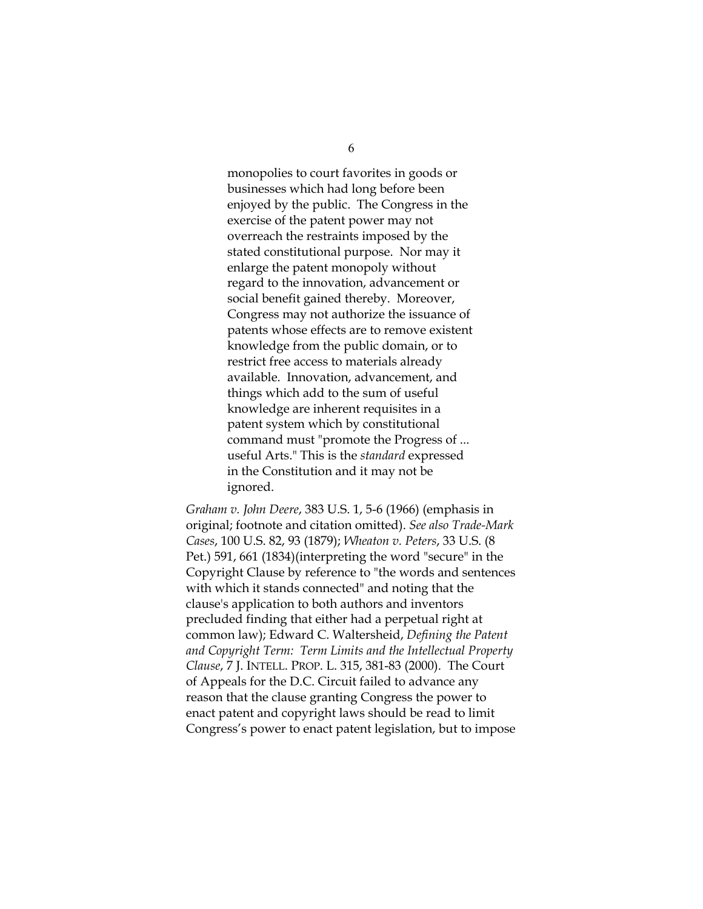> monopolies to court favorites in goods or businesses which had long before been enjoyed by the public. The Congress in the exercise of the patent power may not overreach the restraints imposed by the stated constitutional purpose. Nor may it enlarge the patent monopoly without regard to the innovation, advancement or social benefit gained thereby. Moreover, Congress may not authorize the issuance of patents whose effects are to remove existent knowledge from the public domain, or to restrict free access to materials already available. Innovation, advancement, and things which add to the sum of useful knowledge are inherent requisites in a patent system which by constitutional command must "promote the Progress of ... useful Arts." This is the *standard* expressed in the Constitution and it may not be ignored.

*Graham v. John Deere*, 383 U.S. 1, 5-6 (1966) (emphasis in original; footnote and citation omitted). *See also Trade-Mark Cases*, 100 U.S. 82, 93 (1879); *Wheaton v. Peters*, 33 U.S. (8 Pet.) 591, 661 (1834)(interpreting the word "secure" in the Copyright Clause by reference to "the words and sentences with which it stands connected" and noting that the clause's application to both authors and inventors precluded finding that either had a perpetual right at common law); Edward C. Walterscheid, *Defining the Patent and Copyright Term: Term Limits and the Intellectual Property Clause*, 7 J. INTELL. PROP. L. 315, 381-83 (2000). The Court of Appeals for the D.C. Circuit failed to advance any reason that the clause granting Congress the power to enact patent and copyright laws should be read to limit Congress's power to enact patent legislation, but to impose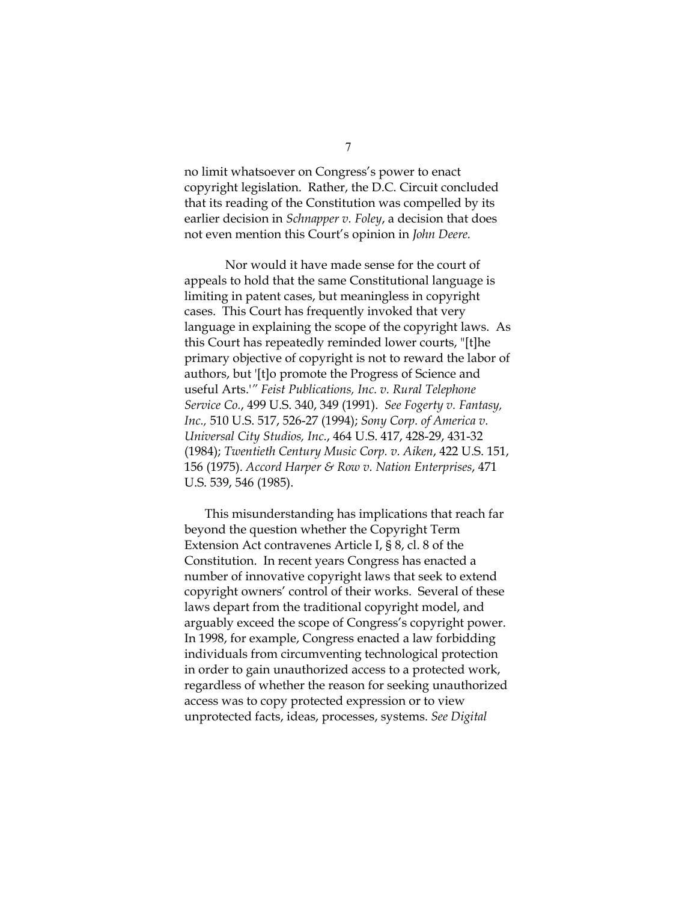no limit whatsoever on Congress's power to enact copyright legislation. Rather, the D.C. Circuit concluded that its reading of the Constitution was compelled by its earlier decision in *Schnapper v. Foley*, a decision that does not even mention this Court's opinion in *John Deere.*

Nor would it have made sense for the court of appeals to hold that the same Constitutional language is limiting in patent cases, but meaningless in copyright cases. This Court has frequently invoked that very language in explaining the scope of the copyright laws. As this Court has repeatedly reminded lower courts, "[t]he primary objective of copyright is not to reward the labor of authors, but '[t]o promote the Progress of Science and useful Arts.'" *Feist Publications, Inc. v. Rural Telephone Service Co.*, 499 U.S. 340, 349 (1991). *See Fogerty v. Fantasy, Inc.,* 510 U.S. 517, 526-27 (1994); *Sony Corp. of America v. Universal City Studios, Inc.*, 464 U.S. 417, 428-29, 431-32 (1984); *Twentieth Century Music Corp. v. Aiken*, 422 U.S. 151, 156 (1975). *Accord Harper & Row v. Nation Enterprises*, 471 U.S. 539, 546 (1985).

This misunderstanding has implications that reach far beyond the question whether the Copyright Term Extension Act contravenes Article I, § 8, cl. 8 of the Constitution. In recent years Congress has enacted a number of innovative copyright laws that seek to extend copyright owners' control of their works. Several of these laws depart from the traditional copyright model, and arguably exceed the scope of Congress's copyright power. In 1998, for example, Congress enacted a law forbidding individuals from circumventing technological protection in order to gain unauthorized access to a protected work, regardless of whether the reason for seeking unauthorized access was to copy protected expression or to view unprotected facts, ideas, processes, systems. *See Digital*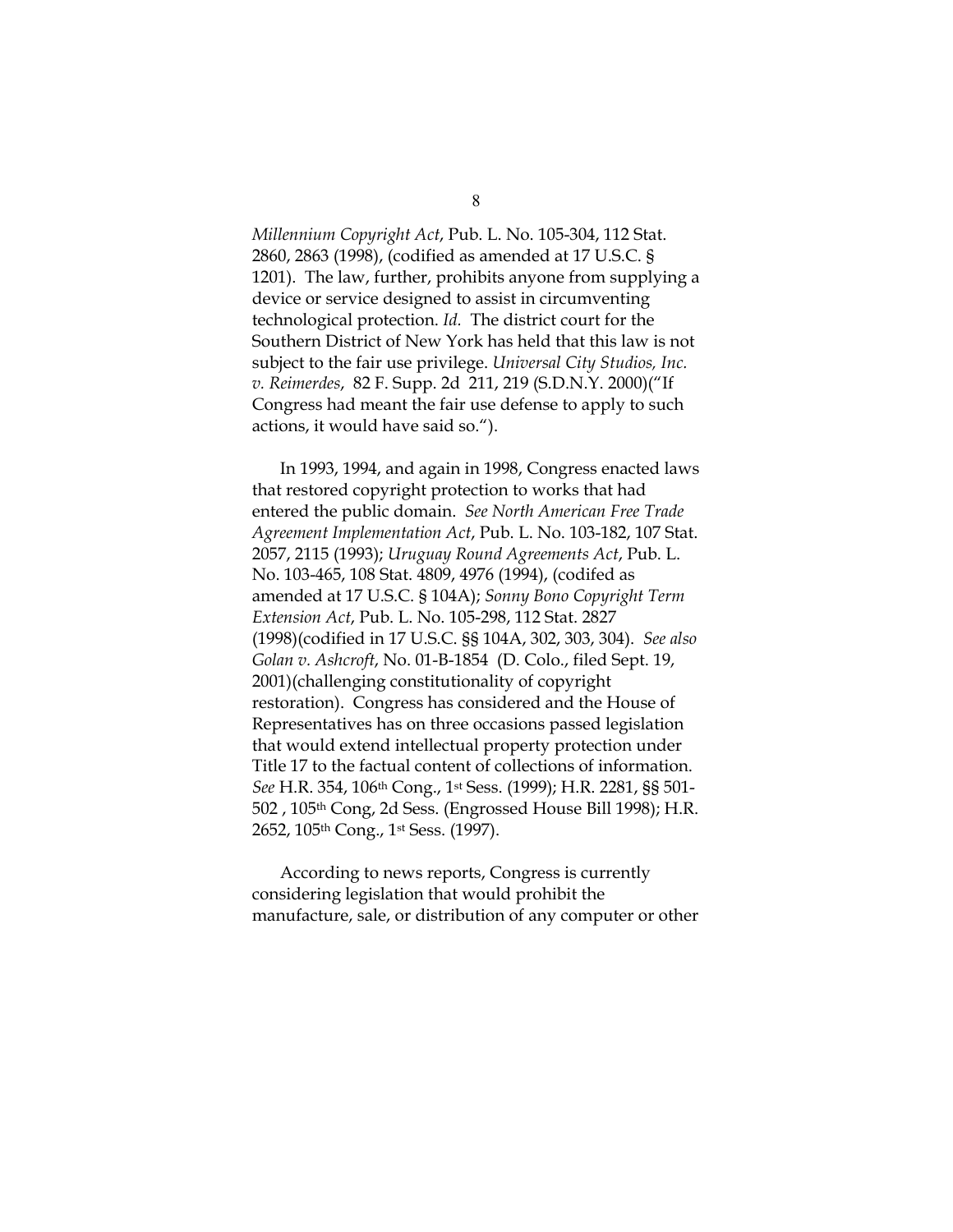*Millennium Copyright Act*, Pub. L. No. 105-304, 112 Stat. 2860, 2863 (1998), (codified as amended at 17 U.S.C. § 1201). The law, further, prohibits anyone from supplying a device or service designed to assist in circumventing technological protection. *Id.* The district court for the Southern District of New York has held that this law is not subject to the fair use privilege. *Universal City Studios, Inc. v. Reimerdes*, 82 F. Supp. 2d 211, 219 (S.D.N.Y. 2000)("If Congress had meant the fair use defense to apply to such actions, it would have said so.").

In 1993, 1994, and again in 1998, Congress enacted laws that restored copyright protection to works that had entered the public domain. *See North American Free Trade Agreement Implementation Act*, Pub. L. No. 103-182, 107 Stat. 2057, 2115 (1993); *Uruguay Round Agreements Act*, Pub. L. No. 103-465, 108 Stat. 4809, 4976 (1994), (codifed as amended at 17 U.S.C. § 104A); *Sonny Bono Copyright Term Extension Act*, Pub. L. No. 105-298, 112 Stat. 2827 (1998)(codified in 17 U.S.C. §§ 104A, 302, 303, 304). *See also Golan v. Ashcroft*, No. 01-B-1854 (D. Colo., filed Sept. 19, 2001)(challenging constitutionality of copyright restoration). Congress has considered and the House of Representatives has on three occasions passed legislation that would extend intellectual property protection under Title 17 to the factual content of collections of information. *See* H.R. 354, 106th Cong., 1st Sess. (1999); H.R. 2281, §§ 501-502 , 105th Cong, 2d Sess. (Engrossed House Bill 1998); H.R. 2652, 105th Cong., 1st Sess. (1997).

According to news reports, Congress is currently considering legislation that would prohibit the manufacture, sale, or distribution of any computer or other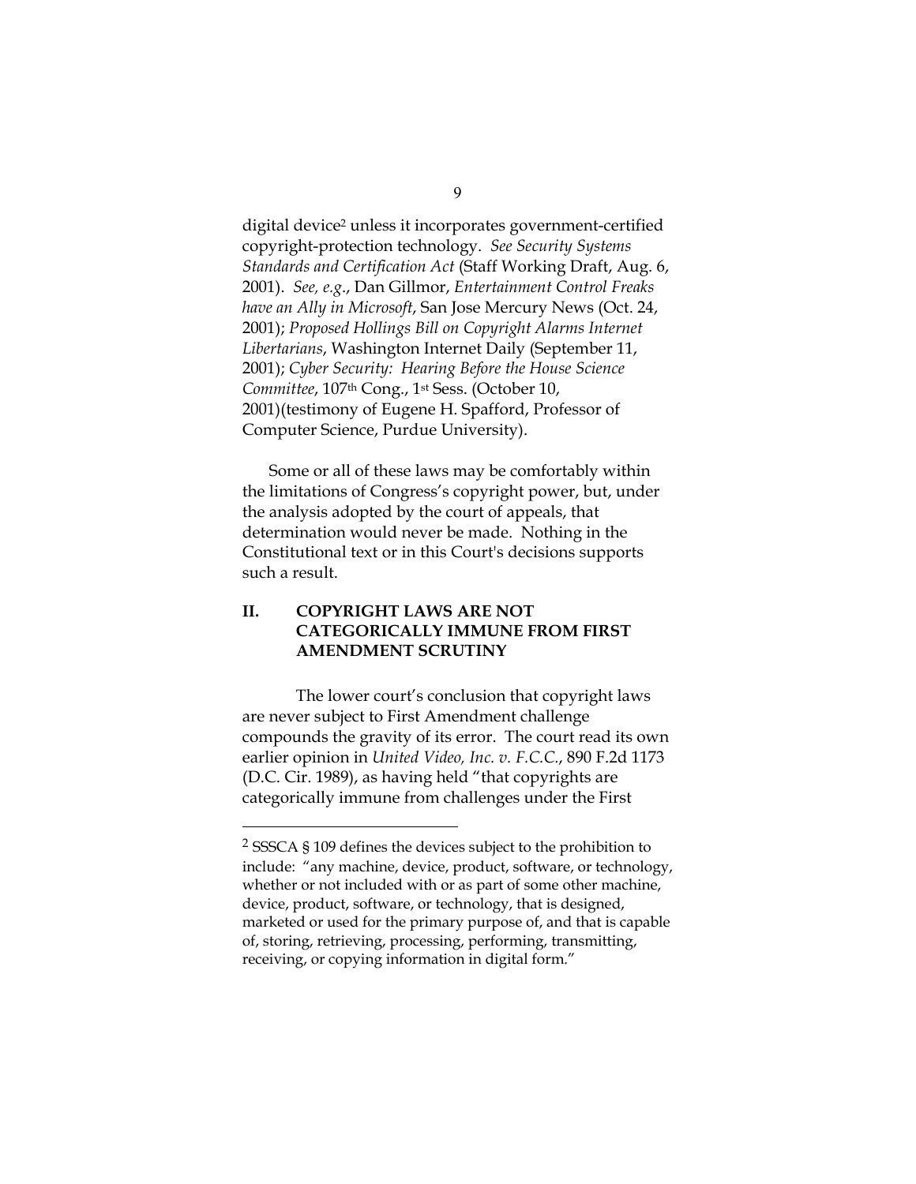digital device[2] unless it incorporates government-certified copyright-protection technology. *See Security Systems Standards and Certification Act* (Staff Working Draft, Aug. 6, 2001). *See, e.g*., Dan Gillmor, *Entertainment Control Freaks have an Ally in Microsoft*, San Jose Mercury News (Oct. 24, 2001); *Proposed Hollings Bill on Copyright Alarms Internet Libertarians*, Washington Internet Daily (September 11, 2001); *Cyber Security: Hearing Before the House Science Committee*, 107th Cong., 1st Sess. (October 10, 2001)(testimony of Eugene H. Spafford, Professor of Computer Science, Purdue University).

Some or all of these laws may be comfortably within the limitations of Congress's copyright power, but, under the analysis adopted by the court of appeals, that determination would never be made. Nothing in the Constitutional text or in this Court's decisions supports such a result.

## II. COPYRIGHT LAWS ARE NOT CATEGORICALLY IMMUNE FROM FIRST AMENDMENT SCRUTINY

The lower court's conclusion that copyright laws are never subject to First Amendment challenge compounds the gravity of its error. The court read its own earlier opinion in *United Video, Inc. v. F.C.C.*, 890 F.2d 1173 (D.C. Cir. 1989), as having held "that copyrights are categorically immune from challenges under the First

---

[2] SSSCA § 109 defines the devices subject to the prohibition to include: "any machine, device, product, software, or technology, whether or not included with or as part of some other machine, device, product, software, or technology, that is designed, marketed or used for the primary purpose of, and that is capable of, storing, retrieving, processing, performing, transmitting, receiving, or copying information in digital form."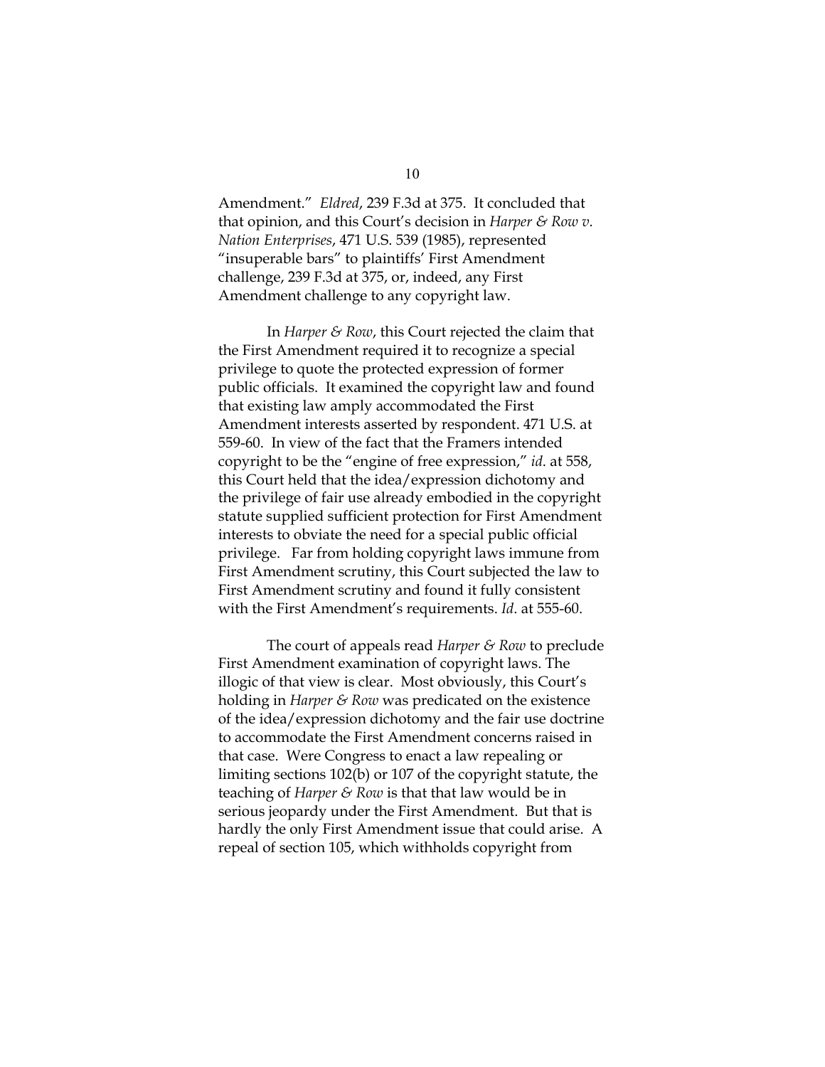Amendment." *Eldred*, 239 F.3d at 375. It concluded that that opinion, and this Court's decision in *Harper & Row v. Nation Enterprises*, 471 U.S. 539 (1985), represented "insuperable bars" to plaintiffs' First Amendment challenge, 239 F.3d at 375, or, indeed, any First Amendment challenge to any copyright law.

In *Harper & Row*, this Court rejected the claim that the First Amendment required it to recognize a special privilege to quote the protected expression of former public officials. It examined the copyright law and found that existing law amply accommodated the First Amendment interests asserted by respondent. 471 U.S. at 559-60. In view of the fact that the Framers intended copyright to be the "engine of free expression," *id*. at 558, this Court held that the idea/expression dichotomy and the privilege of fair use already embodied in the copyright statute supplied sufficient protection for First Amendment interests to obviate the need for a special public official privilege. Far from holding copyright laws immune from First Amendment scrutiny, this Court subjected the law to First Amendment scrutiny and found it fully consistent with the First Amendment's requirements. *Id*. at 555-60.

The court of appeals read *Harper & Row* to preclude First Amendment examination of copyright laws. The illogic of that view is clear. Most obviously, this Court's holding in *Harper & Row* was predicated on the existence of the idea/expression dichotomy and the fair use doctrine to accommodate the First Amendment concerns raised in that case. Were Congress to enact a law repealing or limiting sections 102(b) or 107 of the copyright statute, the teaching of *Harper & Row* is that that law would be in serious jeopardy under the First Amendment. But that is hardly the only First Amendment issue that could arise. A repeal of section 105, which withholds copyright from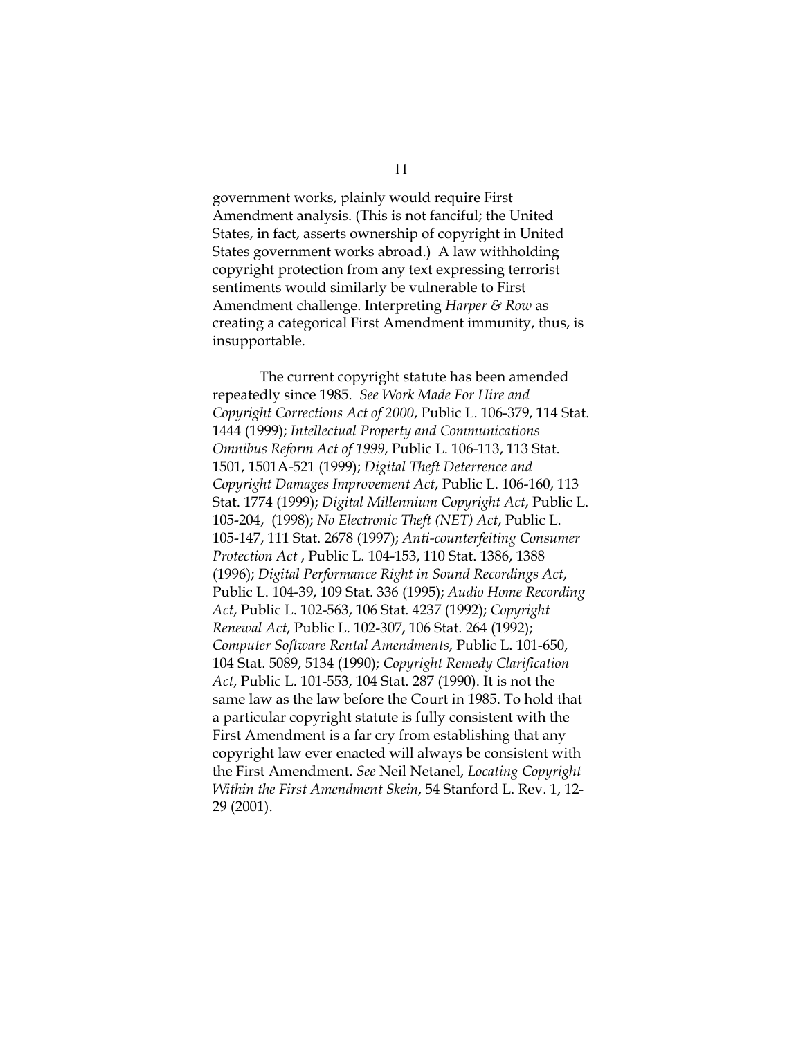government works, plainly would require First Amendment analysis. (This is not fanciful; the United States, in fact, asserts ownership of copyright in United States government works abroad.) A law withholding copyright protection from any text expressing terrorist sentiments would similarly be vulnerable to First Amendment challenge. Interpreting *Harper & Row* as creating a categorical First Amendment immunity, thus, is insupportable.

The current copyright statute has been amended repeatedly since 1985. *See Work Made For Hire and Copyright Corrections Act of 2000*, Public L. 106-379, 114 Stat. 1444 (1999); *Intellectual Property and Communications Omnibus Reform Act of 1999*, Public L. 106-113, 113 Stat. 1501, 1501A-521 (1999); *Digital Theft Deterrence and Copyright Damages Improvement Act*, Public L. 106-160, 113 Stat. 1774 (1999); *Digital Millennium Copyright Act*, Public L. 105-204, (1998); *No Electronic Theft (NET) Act*, Public L. 105-147, 111 Stat. 2678 (1997); *Anti-counterfeiting Consumer Protection Act* , Public L. 104-153, 110 Stat. 1386, 1388 (1996); *Digital Performance Right in Sound Recordings Act*, Public L. 104-39, 109 Stat. 336 (1995); *Audio Home Recording Act*, Public L. 102-563, 106 Stat. 4237 (1992); *Copyright Renewal Act*, Public L. 102-307, 106 Stat. 264 (1992); *Computer Software Rental Amendments*, Public L. 101-650, 104 Stat. 5089, 5134 (1990); *Copyright Remedy Clarification Act*, Public L. 101-553, 104 Stat. 287 (1990). It is not the same law as the law before the Court in 1985. To hold that a particular copyright statute is fully consistent with the First Amendment is a far cry from establishing that any copyright law ever enacted will always be consistent with the First Amendment. *See* Neil Netanel, *Locating Copyright Within the First Amendment Skein*, 54 Stanford L. Rev. 1, 12-29 (2001).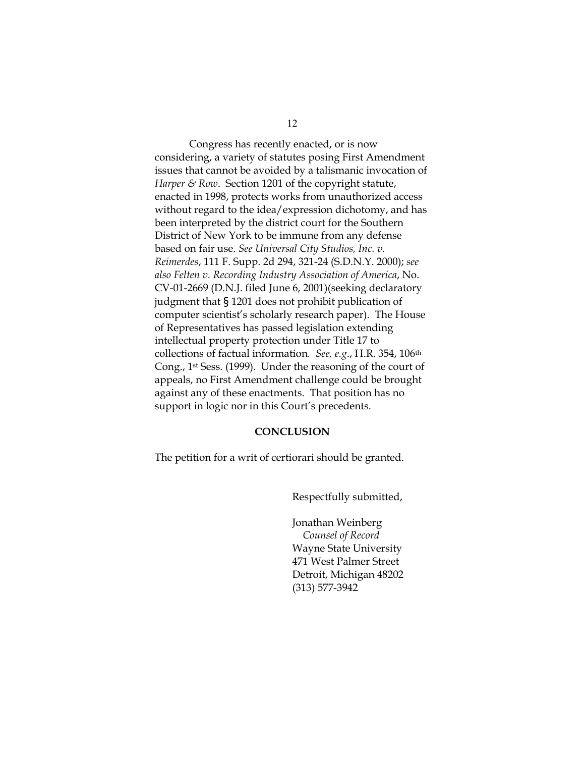Congress has recently enacted, or is now considering, a variety of statutes posing First Amendment issues that cannot be avoided by a talismanic invocation of *Harper & Row*. Section 1201 of the copyright statute, enacted in 1998, protects works from unauthorized access without regard to the idea/expression dichotomy, and has been interpreted by the district court for the Southern District of New York to be immune from any defense based on fair use. *See Universal City Studios, Inc. v. Reimerdes*, 111 F. Supp. 2d 294, 321-24 (S.D.N.Y. 2000); *see also Felten v. Recording Industry Association of America*, No. CV-01-2669 (D.N.J. filed June 6, 2001)(seeking declaratory judgment that § 1201 does not prohibit publication of computer scientist's scholarly research paper). The House of Representatives has passed legislation extending intellectual property protection under Title 17 to collections of factual information. *See, e.g.*, H.R. 354, 106th Cong., 1st Sess. (1999). Under the reasoning of the court of appeals, no First Amendment challenge could be brought against any of these enactments. That position has no support in logic nor in this Court's precedents.

## CONCLUSION

The petition for a writ of certiorari should be granted.

Respectfully submitted,

Jonathan Weinberg
*Counsel of Record*
Wayne State University
471 West Palmer Street
Detroit, Michigan 48202
(313) 577-3942